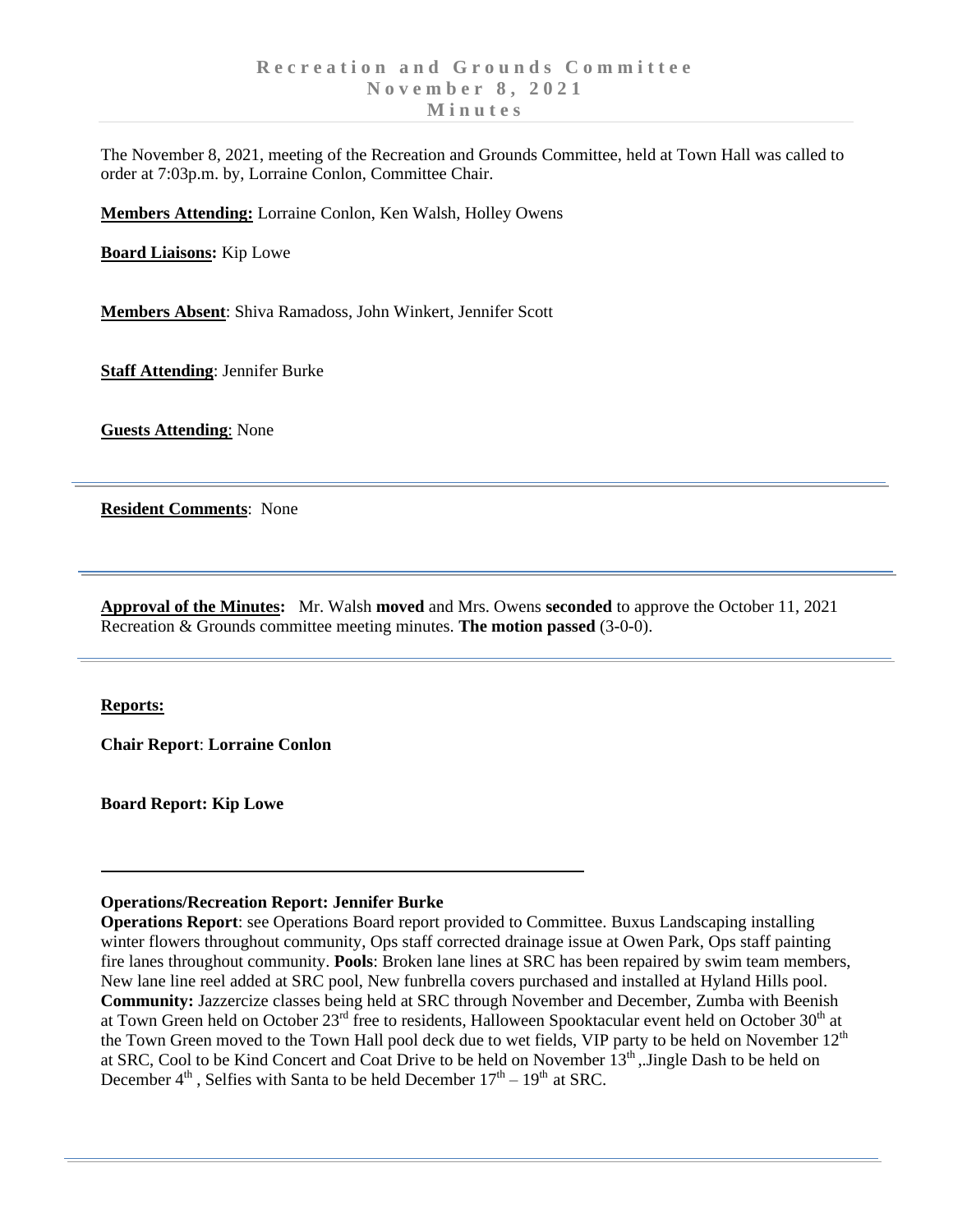# Recreation and Grounds Committee
## November 8, 2021
## Minutes

The November 8, 2021, meeting of the Recreation and Grounds Committee, held at Town Hall was called to order at 7:03p.m. by, Lorraine Conlon, Committee Chair.

**Members Attending:** Lorraine Conlon, Ken Walsh, Holley Owens

**Board Liaisons:** Kip Lowe

**Members Absent**: Shiva Ramadoss, John Winkert, Jennifer Scott

**Staff Attending**: Jennifer Burke

**Guests Attending**: None

---

**Resident Comments**: None

---

**Approval of the Minutes:** Mr. Walsh **moved** and Mrs. Owens **seconded** to approve the October 11, 2021 Recreation & Grounds committee meeting minutes. **The motion passed** (3-0-0).

---

**Reports:**

**Chair Report**: **Lorraine Conlon**

**Board Report: Kip Lowe**

---

**Operations/Recreation Report: Jennifer Burke**

**Operations Report**: see Operations Board report provided to Committee. Buxus Landscaping installing winter flowers throughout community, Ops staff corrected drainage issue at Owen Park, Ops staff painting fire lanes throughout community. **Pools**: Broken lane lines at SRC has been repaired by swim team members, New lane line reel added at SRC pool, New funbrella covers purchased and installed at Hyland Hills pool. **Community:** Jazzercize classes being held at SRC through November and December, Zumba with Beenish at Town Green held on October 23rd free to residents, Halloween Spooktacular event held on October 30th at the Town Green moved to the Town Hall pool deck due to wet fields, VIP party to be held on November 12th at SRC, Cool to be Kind Concert and Coat Drive to be held on November 13th ,.Jingle Dash to be held on December 4th , Selfies with Santa to be held December 17th – 19th at SRC.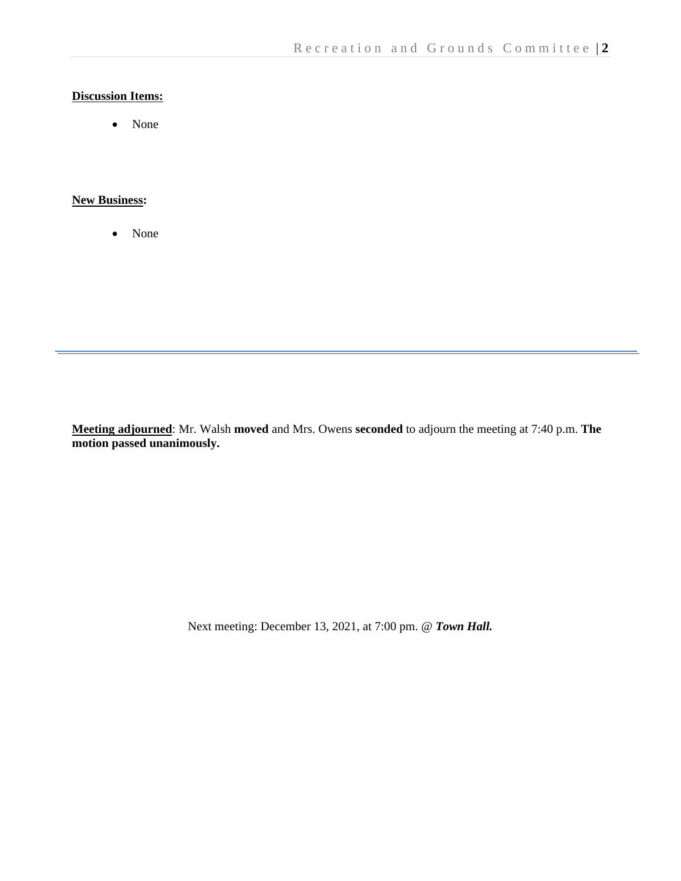**Discussion Items:**

- None

**New Business:**

- None

---

**Meeting adjourned**: Mr. Walsh **moved** and Mrs. Owens **seconded** to adjourn the meeting at 7:40 p.m. **The motion passed unanimously.**

Next meeting: December 13, 2021, at 7:00 pm. @ ***Town Hall.***